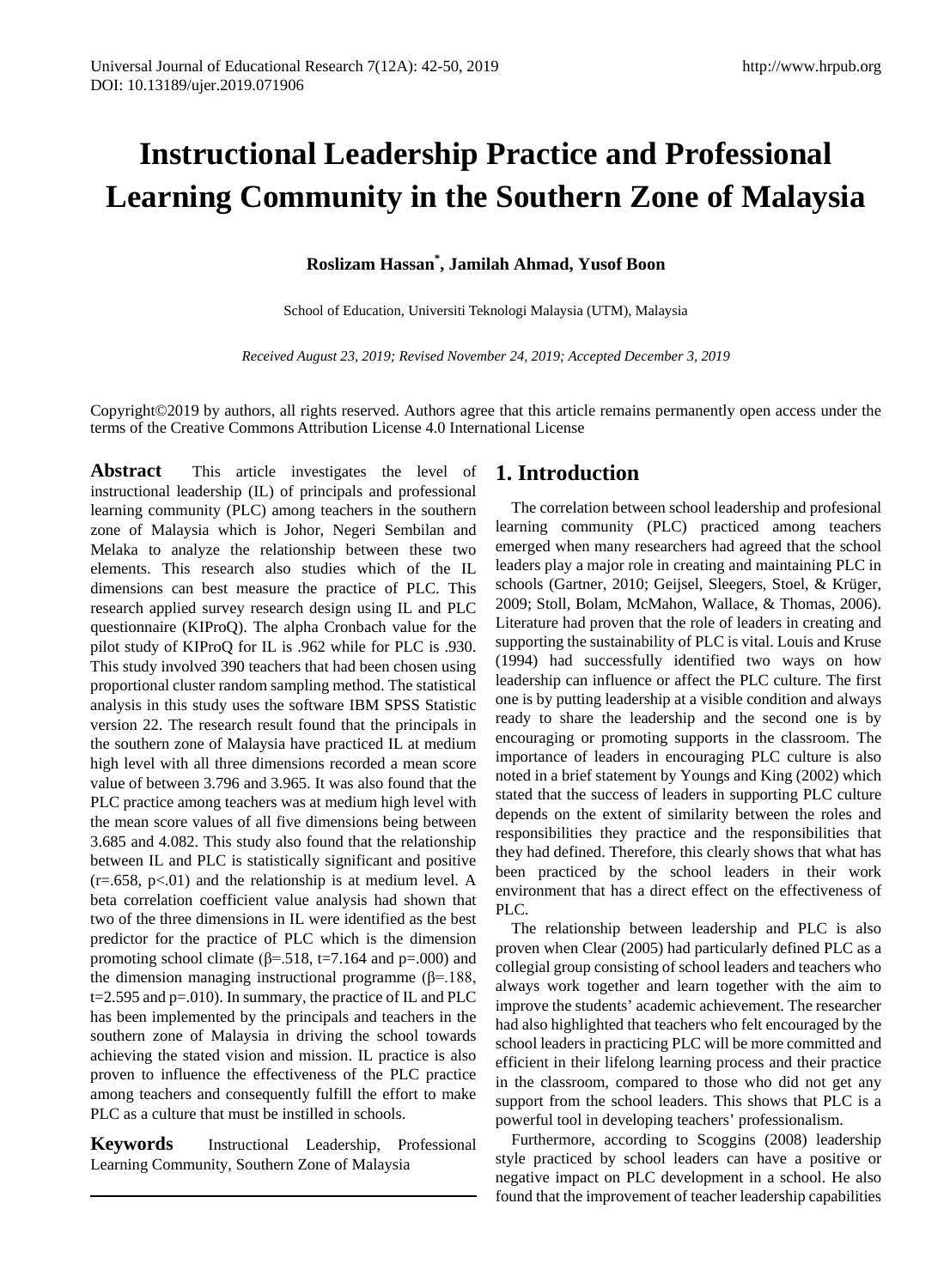# Instructional Leadership Practice and Professional Learning Community in the Southern Zone of Malaysia

**Roslizam Hassan[*], Jamilah Ahmad, Yusof Boon**

School of Education, Universiti Teknologi Malaysia (UTM), Malaysia

*Received August 23, 2019; Revised November 24, 2019; Accepted December 3, 2019*

Copyright©2019 by authors, all rights reserved. Authors agree that this article remains permanently open access under the terms of the Creative Commons Attribution License 4.0 International License

**Abstract** This article investigates the level of instructional leadership (IL) of principals and professional learning community (PLC) among teachers in the southern zone of Malaysia which is Johor, Negeri Sembilan and Melaka to analyze the relationship between these two elements. This research also studies which of the IL dimensions can best measure the practice of PLC. This research applied survey research design using IL and PLC questionnaire (KIProQ). The alpha Cronbach value for the pilot study of KIProQ for IL is .962 while for PLC is .930. This study involved 390 teachers that had been chosen using proportional cluster random sampling method. The statistical analysis in this study uses the software IBM SPSS Statistic version 22. The research result found that the principals in the southern zone of Malaysia have practiced IL at medium high level with all three dimensions recorded a mean score value of between 3.796 and 3.965. It was also found that the PLC practice among teachers was at medium high level with the mean score values of all five dimensions being between 3.685 and 4.082. This study also found that the relationship between IL and PLC is statistically significant and positive ($r=.658$, $p<.01$) and the relationship is at medium level. A beta correlation coefficient value analysis had shown that two of the three dimensions in IL were identified as the best predictor for the practice of PLC which is the dimension promoting school climate ($\beta=.518$, $t=7.164$ and $p=.000$) and the dimension managing instructional programme ($\beta=.188$, $t=2.595$ and $p=.010$). In summary, the practice of IL and PLC has been implemented by the principals and teachers in the southern zone of Malaysia in driving the school towards achieving the stated vision and mission. IL practice is also proven to influence the effectiveness of the PLC practice among teachers and consequently fulfill the effort to make PLC as a culture that must be instilled in schools.

**Keywords** Instructional Leadership, Professional Learning Community, Southern Zone of Malaysia

## 1. Introduction

The correlation between school leadership and profesional learning community (PLC) practiced among teachers emerged when many researchers had agreed that the school leaders play a major role in creating and maintaining PLC in schools (Gartner, 2010; Geijsel, Sleegers, Stoel, & Krüger, 2009; Stoll, Bolam, McMahon, Wallace, & Thomas, 2006). Literature had proven that the role of leaders in creating and supporting the sustainability of PLC is vital. Louis and Kruse (1994) had successfully identified two ways on how leadership can influence or affect the PLC culture. The first one is by putting leadership at a visible condition and always ready to share the leadership and the second one is by encouraging or promoting supports in the classroom. The importance of leaders in encouraging PLC culture is also noted in a brief statement by Youngs and King (2002) which stated that the success of leaders in supporting PLC culture depends on the extent of similarity between the roles and responsibilities they practice and the responsibilities that they had defined. Therefore, this clearly shows that what has been practiced by the school leaders in their work environment that has a direct effect on the effectiveness of PLC.

The relationship between leadership and PLC is also proven when Clear (2005) had particularly defined PLC as a collegial group consisting of school leaders and teachers who always work together and learn together with the aim to improve the students' academic achievement. The researcher had also highlighted that teachers who felt encouraged by the school leaders in practicing PLC will be more committed and efficient in their lifelong learning process and their practice in the classroom, compared to those who did not get any support from the school leaders. This shows that PLC is a powerful tool in developing teachers' professionalism.

Furthermore, according to Scoggins (2008) leadership style practiced by school leaders can have a positive or negative impact on PLC development in a school. He also found that the improvement of teacher leadership capabilities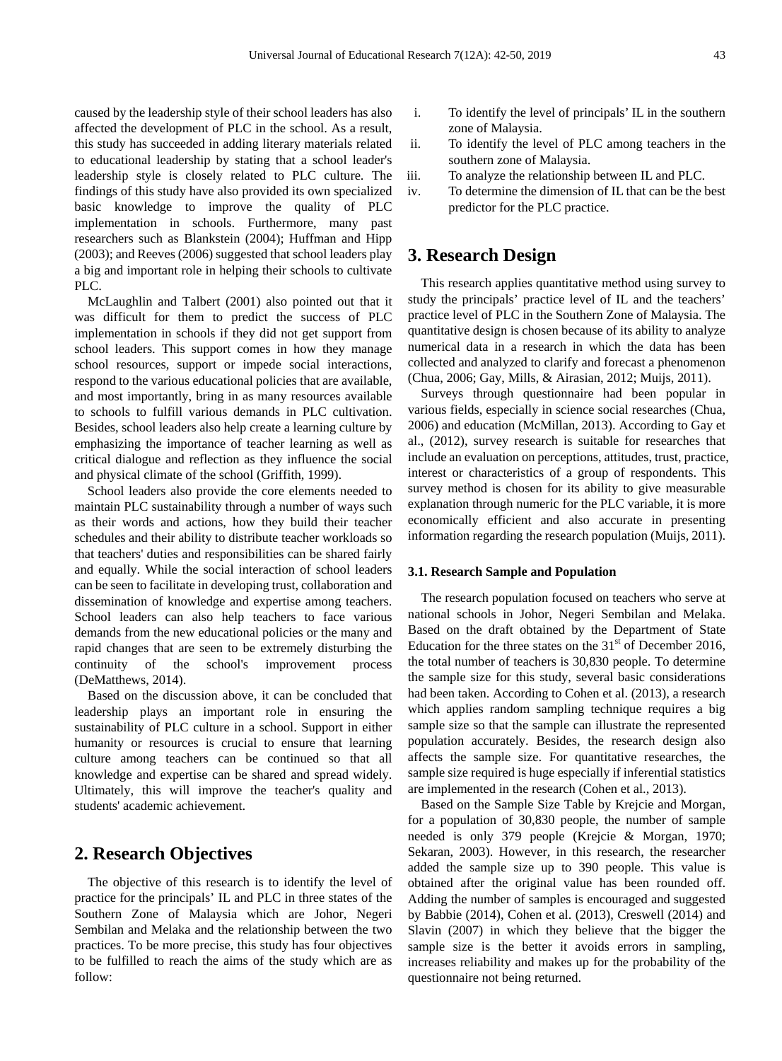caused by the leadership style of their school leaders has also affected the development of PLC in the school. As a result, this study has succeeded in adding literary materials related to educational leadership by stating that a school leader's leadership style is closely related to PLC culture. The findings of this study have also provided its own specialized basic knowledge to improve the quality of PLC implementation in schools. Furthermore, many past researchers such as Blankstein (2004); Huffman and Hipp (2003); and Reeves (2006) suggested that school leaders play a big and important role in helping their schools to cultivate PLC.

McLaughlin and Talbert (2001) also pointed out that it was difficult for them to predict the success of PLC implementation in schools if they did not get support from school leaders. This support comes in how they manage school resources, support or impede social interactions, respond to the various educational policies that are available, and most importantly, bring in as many resources available to schools to fulfill various demands in PLC cultivation. Besides, school leaders also help create a learning culture by emphasizing the importance of teacher learning as well as critical dialogue and reflection as they influence the social and physical climate of the school (Griffith, 1999).

School leaders also provide the core elements needed to maintain PLC sustainability through a number of ways such as their words and actions, how they build their teacher schedules and their ability to distribute teacher workloads so that teachers' duties and responsibilities can be shared fairly and equally. While the social interaction of school leaders can be seen to facilitate in developing trust, collaboration and dissemination of knowledge and expertise among teachers. School leaders can also help teachers to face various demands from the new educational policies or the many and rapid changes that are seen to be extremely disturbing the continuity of the school's improvement process (DeMatthews, 2014).

Based on the discussion above, it can be concluded that leadership plays an important role in ensuring the sustainability of PLC culture in a school. Support in either humanity or resources is crucial to ensure that learning culture among teachers can be continued so that all knowledge and expertise can be shared and spread widely. Ultimately, this will improve the teacher's quality and students' academic achievement.

## 2. Research Objectives

The objective of this research is to identify the level of practice for the principals' IL and PLC in three states of the Southern Zone of Malaysia which are Johor, Negeri Sembilan and Melaka and the relationship between the two practices. To be more precise, this study has four objectives to be fulfilled to reach the aims of the study which are as follow:

i. To identify the level of principals' IL in the southern zone of Malaysia.
ii. To identify the level of PLC among teachers in the southern zone of Malaysia.
iii. To analyze the relationship between IL and PLC.
iv. To determine the dimension of IL that can be the best predictor for the PLC practice.

## 3. Research Design

This research applies quantitative method using survey to study the principals' practice level of IL and the teachers' practice level of PLC in the Southern Zone of Malaysia. The quantitative design is chosen because of its ability to analyze numerical data in a research in which the data has been collected and analyzed to clarify and forecast a phenomenon (Chua, 2006; Gay, Mills, & Airasian, 2012; Muijs, 2011).

Surveys through questionnaire had been popular in various fields, especially in science social researches (Chua, 2006) and education (McMillan, 2013). According to Gay et al., (2012), survey research is suitable for researches that include an evaluation on perceptions, attitudes, trust, practice, interest or characteristics of a group of respondents. This survey method is chosen for its ability to give measurable explanation through numeric for the PLC variable, it is more economically efficient and also accurate in presenting information regarding the research population (Muijs, 2011).

### 3.1. Research Sample and Population

The research population focused on teachers who serve at national schools in Johor, Negeri Sembilan and Melaka. Based on the draft obtained by the Department of State Education for the three states on the 31st of December 2016, the total number of teachers is 30,830 people. To determine the sample size for this study, several basic considerations had been taken. According to Cohen et al. (2013), a research which applies random sampling technique requires a big sample size so that the sample can illustrate the represented population accurately. Besides, the research design also affects the sample size. For quantitative researches, the sample size required is huge especially if inferential statistics are implemented in the research (Cohen et al., 2013).

Based on the Sample Size Table by Krejcie and Morgan, for a population of 30,830 people, the number of sample needed is only 379 people (Krejcie & Morgan, 1970; Sekaran, 2003). However, in this research, the researcher added the sample size up to 390 people. This value is obtained after the original value has been rounded off. Adding the number of samples is encouraged and suggested by Babbie (2014), Cohen et al. (2013), Creswell (2014) and Slavin (2007) in which they believe that the bigger the sample size is the better it avoids errors in sampling, increases reliability and makes up for the probability of the questionnaire not being returned.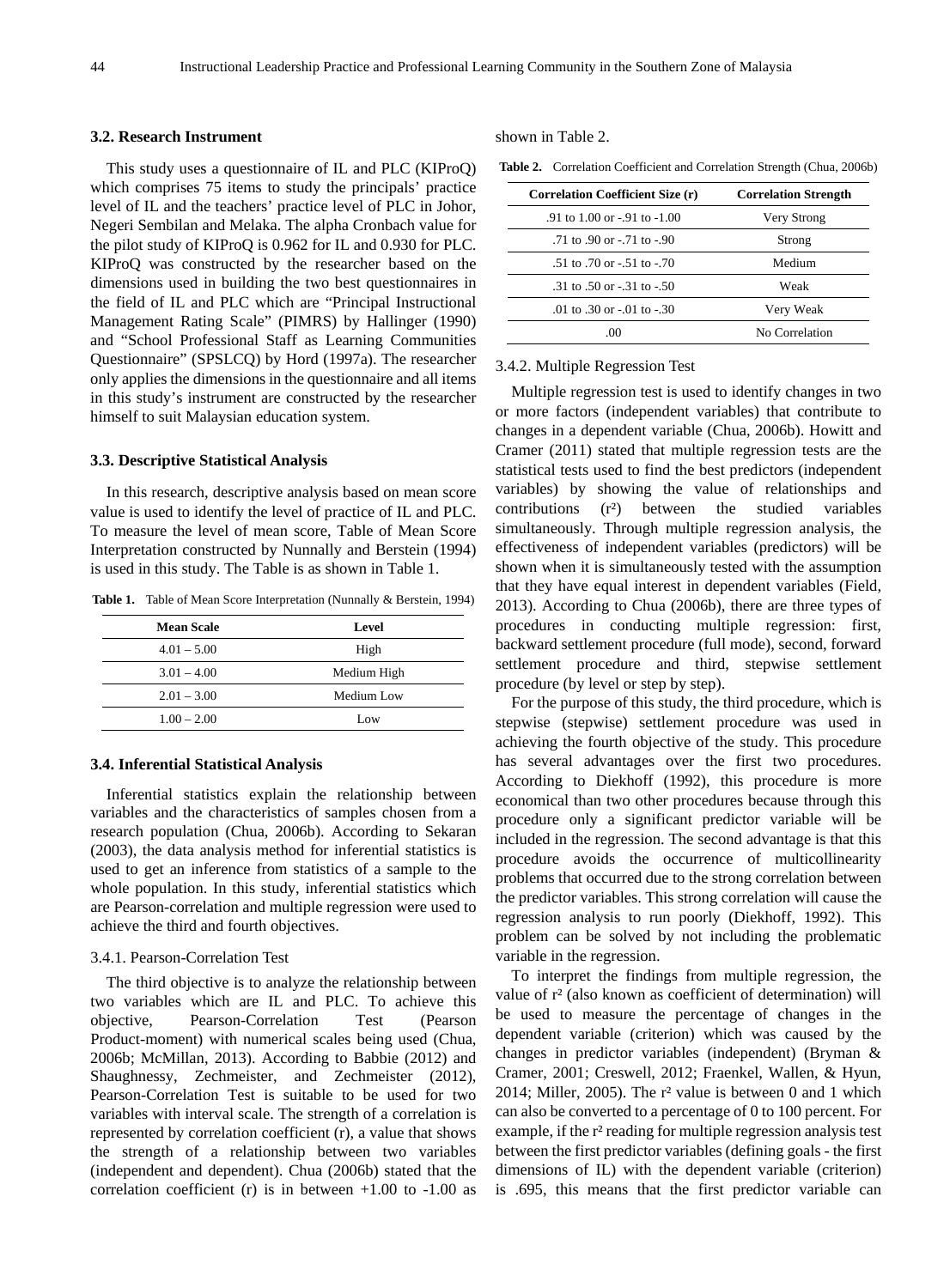### 3.2. Research Instrument

This study uses a questionnaire of IL and PLC (KIProQ) which comprises 75 items to study the principals' practice level of IL and the teachers' practice level of PLC in Johor, Negeri Sembilan and Melaka. The alpha Cronbach value for the pilot study of KIProQ is 0.962 for IL and 0.930 for PLC. KIProQ was constructed by the researcher based on the dimensions used in building the two best questionnaires in the field of IL and PLC which are "Principal Instructional Management Rating Scale" (PIMRS) by Hallinger (1990) and "School Professional Staff as Learning Communities Questionnaire" (SPSLCQ) by Hord (1997a). The researcher only applies the dimensions in the questionnaire and all items in this study's instrument are constructed by the researcher himself to suit Malaysian education system.

### 3.3. Descriptive Statistical Analysis

In this research, descriptive analysis based on mean score value is used to identify the level of practice of IL and PLC. To measure the level of mean score, Table of Mean Score Interpretation constructed by Nunnally and Berstein (1994) is used in this study. The Table is as shown in Table 1.

**Table 1.** Table of Mean Score Interpretation (Nunnally & Berstein, 1994)

| Mean Scale | Level |
|---|---|
| 4.01 – 5.00 | High |
| 3.01 – 4.00 | Medium High |
| 2.01 – 3.00 | Medium Low |
| 1.00 – 2.00 | Low |

### 3.4. Inferential Statistical Analysis

Inferential statistics explain the relationship between variables and the characteristics of samples chosen from a research population (Chua, 2006b). According to Sekaran (2003), the data analysis method for inferential statistics is used to get an inference from statistics of a sample to the whole population. In this study, inferential statistics which are Pearson-correlation and multiple regression were used to achieve the third and fourth objectives.

#### 3.4.1. Pearson-Correlation Test

The third objective is to analyze the relationship between two variables which are IL and PLC. To achieve this objective, Pearson-Correlation Test (Pearson Product-moment) with numerical scales being used (Chua, 2006b; McMillan, 2013). According to Babbie (2012) and Shaughnessy, Zechmeister, and Zechmeister (2012), Pearson-Correlation Test is suitable to be used for two variables with interval scale. The strength of a correlation is represented by correlation coefficient (r), a value that shows the strength of a relationship between two variables (independent and dependent). Chua (2006b) stated that the correlation coefficient (r) is in between +1.00 to -1.00 as shown in Table 2.

**Table 2.** Correlation Coefficient and Correlation Strength (Chua, 2006b)

| Correlation Coefficient Size (r) | Correlation Strength |
|---|---|
| .91 to 1.00 or -.91 to -1.00 | Very Strong |
| .71 to .90 or -.71 to -.90 | Strong |
| .51 to .70 or -.51 to -.70 | Medium |
| .31 to .50 or -.31 to -.50 | Weak |
| .01 to .30 or -.01 to -.30 | Very Weak |
| .00 | No Correlation |

#### 3.4.2. Multiple Regression Test

Multiple regression test is used to identify changes in two or more factors (independent variables) that contribute to changes in a dependent variable (Chua, 2006b). Howitt and Cramer (2011) stated that multiple regression tests are the statistical tests used to find the best predictors (independent variables) by showing the value of relationships and contributions ($r^2$) between the studied variables simultaneously. Through multiple regression analysis, the effectiveness of independent variables (predictors) will be shown when it is simultaneously tested with the assumption that they have equal interest in dependent variables (Field, 2013). According to Chua (2006b), there are three types of procedures in conducting multiple regression: first, backward settlement procedure (full mode), second, forward settlement procedure and third, stepwise settlement procedure (by level or step by step).

For the purpose of this study, the third procedure, which is stepwise (stepwise) settlement procedure was used in achieving the fourth objective of the study. This procedure has several advantages over the first two procedures. According to Diekhoff (1992), this procedure is more economical than two other procedures because through this procedure only a significant predictor variable will be included in the regression. The second advantage is that this procedure avoids the occurrence of multicollinearity problems that occurred due to the strong correlation between the predictor variables. This strong correlation will cause the regression analysis to run poorly (Diekhoff, 1992). This problem can be solved by not including the problematic variable in the regression.

To interpret the findings from multiple regression, the value of $r^2$ (also known as coefficient of determination) will be used to measure the percentage of changes in the dependent variable (criterion) which was caused by the changes in predictor variables (independent) (Bryman & Cramer, 2001; Creswell, 2012; Fraenkel, Wallen, & Hyun, 2014; Miller, 2005). The $r^2$ value is between 0 and 1 which can also be converted to a percentage of 0 to 100 percent. For example, if the $r^2$ reading for multiple regression analysis test between the first predictor variables (defining goals - the first dimensions of IL) with the dependent variable (criterion) is .695, this means that the first predictor variable can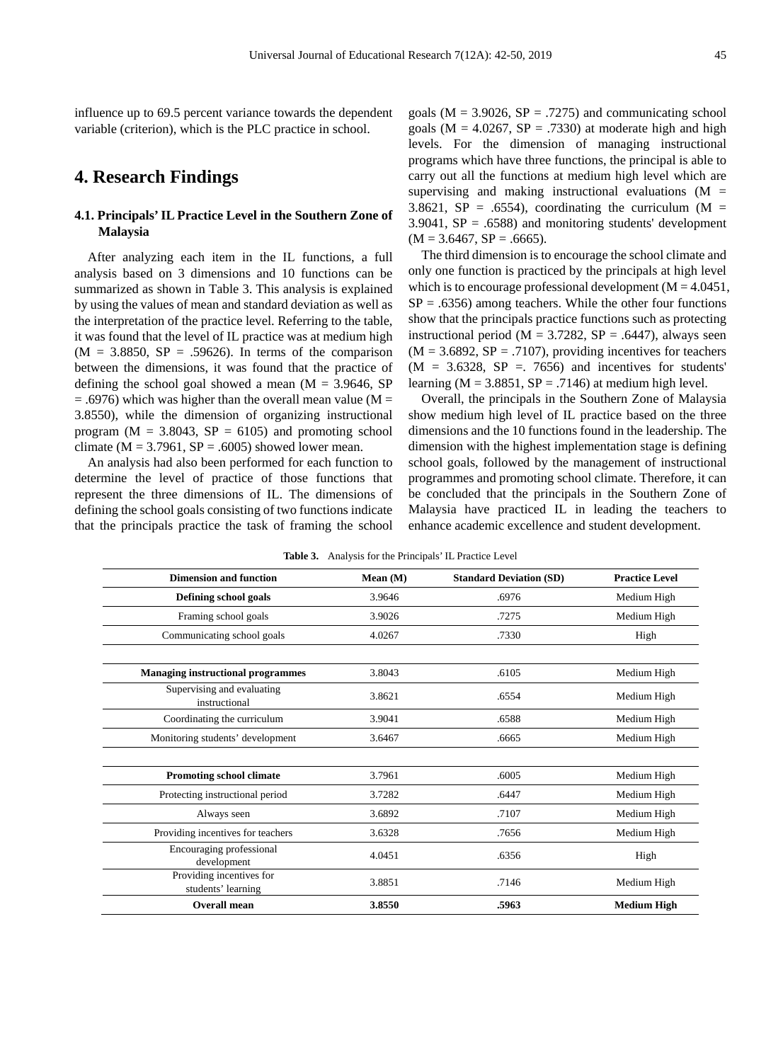influence up to 69.5 percent variance towards the dependent variable (criterion), which is the PLC practice in school.

# 4. Research Findings

## 4.1. Principals' IL Practice Level in the Southern Zone of Malaysia

After analyzing each item in the IL functions, a full analysis based on 3 dimensions and 10 functions can be summarized as shown in Table 3. This analysis is explained by using the values of mean and standard deviation as well as the interpretation of the practice level. Referring to the table, it was found that the level of IL practice was at medium high (M = 3.8850, SP = .59626). In terms of the comparison between the dimensions, it was found that the practice of defining the school goal showed a mean (M = 3.9646, SP = .6976) which was higher than the overall mean value (M = 3.8550), while the dimension of organizing instructional program (M = 3.8043, SP = 6105) and promoting school climate (M = 3.7961, SP = .6005) showed lower mean.

An analysis had also been performed for each function to determine the level of practice of those functions that represent the three dimensions of IL. The dimensions of defining the school goals consisting of two functions indicate that the principals practice the task of framing the school goals (M = 3.9026, SP = .7275) and communicating school goals (M = 4.0267, SP = .7330) at moderate high and high levels. For the dimension of managing instructional programs which have three functions, the principal is able to carry out all the functions at medium high level which are supervising and making instructional evaluations (M = 3.8621, SP = .6554), coordinating the curriculum (M = 3.9041, SP = .6588) and monitoring students' development (M = 3.6467, SP = .6665).

The third dimension is to encourage the school climate and only one function is practiced by the principals at high level which is to encourage professional development (M = 4.0451, SP = .6356) among teachers. While the other four functions show that the principals practice functions such as protecting instructional period (M = 3.7282, SP = .6447), always seen (M = 3.6892, SP = .7107), providing incentives for teachers (M = 3.6328, SP =. 7656) and incentives for students' learning (M = 3.8851, SP = .7146) at medium high level.

Overall, the principals in the Southern Zone of Malaysia show medium high level of IL practice based on the three dimensions and the 10 functions found in the leadership. The dimension with the highest implementation stage is defining school goals, followed by the management of instructional programmes and promoting school climate. Therefore, it can be concluded that the principals in the Southern Zone of Malaysia have practiced IL in leading the teachers to enhance academic excellence and student development.

**Table 3.** Analysis for the Principals' IL Practice Level

| Dimension and function | Mean (M) | Standard Deviation (SD) | Practice Level |
|---|---|---|---|
| **Defining school goals** | 3.9646 | .6976 | Medium High |
| Framing school goals | 3.9026 | .7275 | Medium High |
| Communicating school goals | 4.0267 | .7330 | High |
| | | | |
| **Managing instructional programmes** | 3.8043 | .6105 | Medium High |
| Supervising and evaluating instructional | 3.8621 | .6554 | Medium High |
| Coordinating the curriculum | 3.9041 | .6588 | Medium High |
| Monitoring students' development | 3.6467 | .6665 | Medium High |
| | | | |
| **Promoting school climate** | 3.7961 | .6005 | Medium High |
| Protecting instructional period | 3.7282 | .6447 | Medium High |
| Always seen | 3.6892 | .7107 | Medium High |
| Providing incentives for teachers | 3.6328 | .7656 | Medium High |
| Encouraging professional development | 4.0451 | .6356 | High |
| Providing incentives for students' learning | 3.8851 | .7146 | Medium High |
| **Overall mean** | **3.8550** | **.5963** | **Medium High** |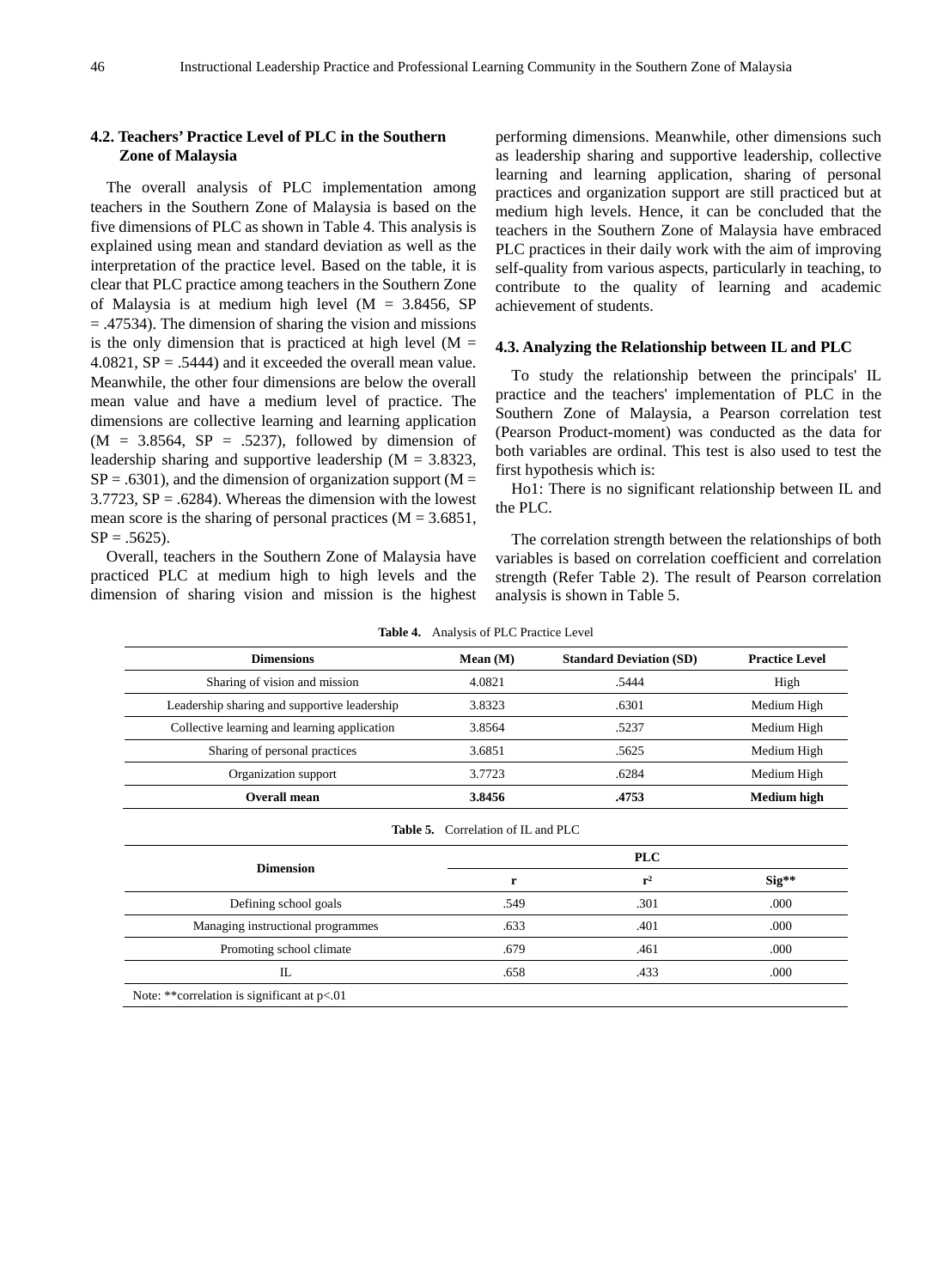### 4.2. Teachers' Practice Level of PLC in the Southern Zone of Malaysia

The overall analysis of PLC implementation among teachers in the Southern Zone of Malaysia is based on the five dimensions of PLC as shown in Table 4. This analysis is explained using mean and standard deviation as well as the interpretation of the practice level. Based on the table, it is clear that PLC practice among teachers in the Southern Zone of Malaysia is at medium high level (M = 3.8456, SP = .47534). The dimension of sharing the vision and missions is the only dimension that is practiced at high level (M = 4.0821, SP = .5444) and it exceeded the overall mean value. Meanwhile, the other four dimensions are below the overall mean value and have a medium level of practice. The dimensions are collective learning and learning application (M = 3.8564, SP = .5237), followed by dimension of leadership sharing and supportive leadership (M = 3.8323, SP = .6301), and the dimension of organization support (M = 3.7723, SP = .6284). Whereas the dimension with the lowest mean score is the sharing of personal practices (M = 3.6851, SP = .5625).

Overall, teachers in the Southern Zone of Malaysia have practiced PLC at medium high to high levels and the dimension of sharing vision and mission is the highest performing dimensions. Meanwhile, other dimensions such as leadership sharing and supportive leadership, collective learning and learning application, sharing of personal practices and organization support are still practiced but at medium high levels. Hence, it can be concluded that the teachers in the Southern Zone of Malaysia have embraced PLC practices in their daily work with the aim of improving self-quality from various aspects, particularly in teaching, to contribute to the quality of learning and academic achievement of students.

### 4.3. Analyzing the Relationship between IL and PLC

To study the relationship between the principals' IL practice and the teachers' implementation of PLC in the Southern Zone of Malaysia, a Pearson correlation test (Pearson Product-moment) was conducted as the data for both variables are ordinal. This test is also used to test the first hypothesis which is:

Ho1: There is no significant relationship between IL and the PLC.

The correlation strength between the relationships of both variables is based on correlation coefficient and correlation strength (Refer Table 2). The result of Pearson correlation analysis is shown in Table 5.

**Table 4.** Analysis of PLC Practice Level

| Dimensions | Mean (M) | Standard Deviation (SD) | Practice Level |
|---|---|---|---|
| Sharing of vision and mission | 4.0821 | .5444 | High |
| Leadership sharing and supportive leadership | 3.8323 | .6301 | Medium High |
| Collective learning and learning application | 3.8564 | .5237 | Medium High |
| Sharing of personal practices | 3.6851 | .5625 | Medium High |
| Organization support | 3.7723 | .6284 | Medium High |
| **Overall mean** | **3.8456** | **.4753** | **Medium high** |

**Table 5.** Correlation of IL and PLC

| Dimension | PLC | | |
|---|---|---|---|
| | r | $r^2$ | Sig** |
| Defining school goals | .549 | .301 | .000 |
| Managing instructional programmes | .633 | .401 | .000 |
| Promoting school climate | .679 | .461 | .000 |
| IL | .658 | .433 | .000 |

Note: **correlation is significant at p<.01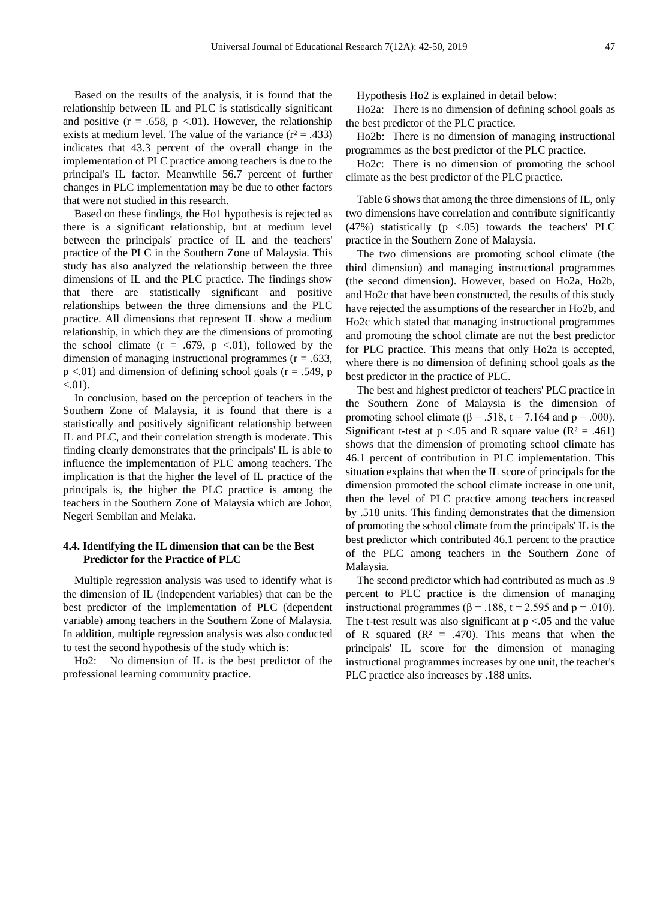Based on the results of the analysis, it is found that the relationship between IL and PLC is statistically significant and positive ($r = .658$, $p < .01$). However, the relationship exists at medium level. The value of the variance ($r^2 = .433$) indicates that 43.3 percent of the overall change in the implementation of PLC practice among teachers is due to the principal's IL factor. Meanwhile 56.7 percent of further changes in PLC implementation may be due to other factors that were not studied in this research.

Based on these findings, the Ho1 hypothesis is rejected as there is a significant relationship, but at medium level between the principals' practice of IL and the teachers' practice of the PLC in the Southern Zone of Malaysia. This study has also analyzed the relationship between the three dimensions of IL and the PLC practice. The findings show that there are statistically significant and positive relationships between the three dimensions and the PLC practice. All dimensions that represent IL show a medium relationship, in which they are the dimensions of promoting the school climate ($r = .679$, $p < .01$), followed by the dimension of managing instructional programmes ($r = .633$, $p < .01$) and dimension of defining school goals ($r = .549$, $p < .01$).

In conclusion, based on the perception of teachers in the Southern Zone of Malaysia, it is found that there is a statistically and positively significant relationship between IL and PLC, and their correlation strength is moderate. This finding clearly demonstrates that the principals' IL is able to influence the implementation of PLC among teachers. The implication is that the higher the level of IL practice of the principals is, the higher the PLC practice is among the teachers in the Southern Zone of Malaysia which are Johor, Negeri Sembilan and Melaka.

### 4.4. Identifying the IL dimension that can be the Best Predictor for the Practice of PLC

Multiple regression analysis was used to identify what is the dimension of IL (independent variables) that can be the best predictor of the implementation of PLC (dependent variable) among teachers in the Southern Zone of Malaysia. In addition, multiple regression analysis was also conducted to test the second hypothesis of the study which is:

Ho2: No dimension of IL is the best predictor of the professional learning community practice.

Hypothesis Ho2 is explained in detail below:

Ho2a: There is no dimension of defining school goals as the best predictor of the PLC practice.

Ho2b: There is no dimension of managing instructional programmes as the best predictor of the PLC practice.

Ho2c: There is no dimension of promoting the school climate as the best predictor of the PLC practice.

Table 6 shows that among the three dimensions of IL, only two dimensions have correlation and contribute significantly (47%) statistically ($p < .05$) towards the teachers' PLC practice in the Southern Zone of Malaysia.

The two dimensions are promoting school climate (the third dimension) and managing instructional programmes (the second dimension). However, based on Ho2a, Ho2b, and Ho2c that have been constructed, the results of this study have rejected the assumptions of the researcher in Ho2b, and Ho2c which stated that managing instructional programmes and promoting the school climate are not the best predictor for PLC practice. This means that only Ho2a is accepted, where there is no dimension of defining school goals as the best predictor in the practice of PLC.

The best and highest predictor of teachers' PLC practice in the Southern Zone of Malaysia is the dimension of promoting school climate ($\beta = .518$, $t = 7.164$ and $p = .000$). Significant t-test at $p < .05$ and R square value ($R^2 = .461$) shows that the dimension of promoting school climate has 46.1 percent of contribution in PLC implementation. This situation explains that when the IL score of principals for the dimension promoted the school climate increase in one unit, then the level of PLC practice among teachers increased by .518 units. This finding demonstrates that the dimension of promoting the school climate from the principals' IL is the best predictor which contributed 46.1 percent to the practice of the PLC among teachers in the Southern Zone of Malaysia.

The second predictor which had contributed as much as .9 percent to PLC practice is the dimension of managing instructional programmes ($\beta = .188$, $t = 2.595$ and $p = .010$). The t-test result was also significant at $p < .05$ and the value of R squared ($R^2 = .470$). This means that when the principals' IL score for the dimension of managing instructional programmes increases by one unit, the teacher's PLC practice also increases by .188 units.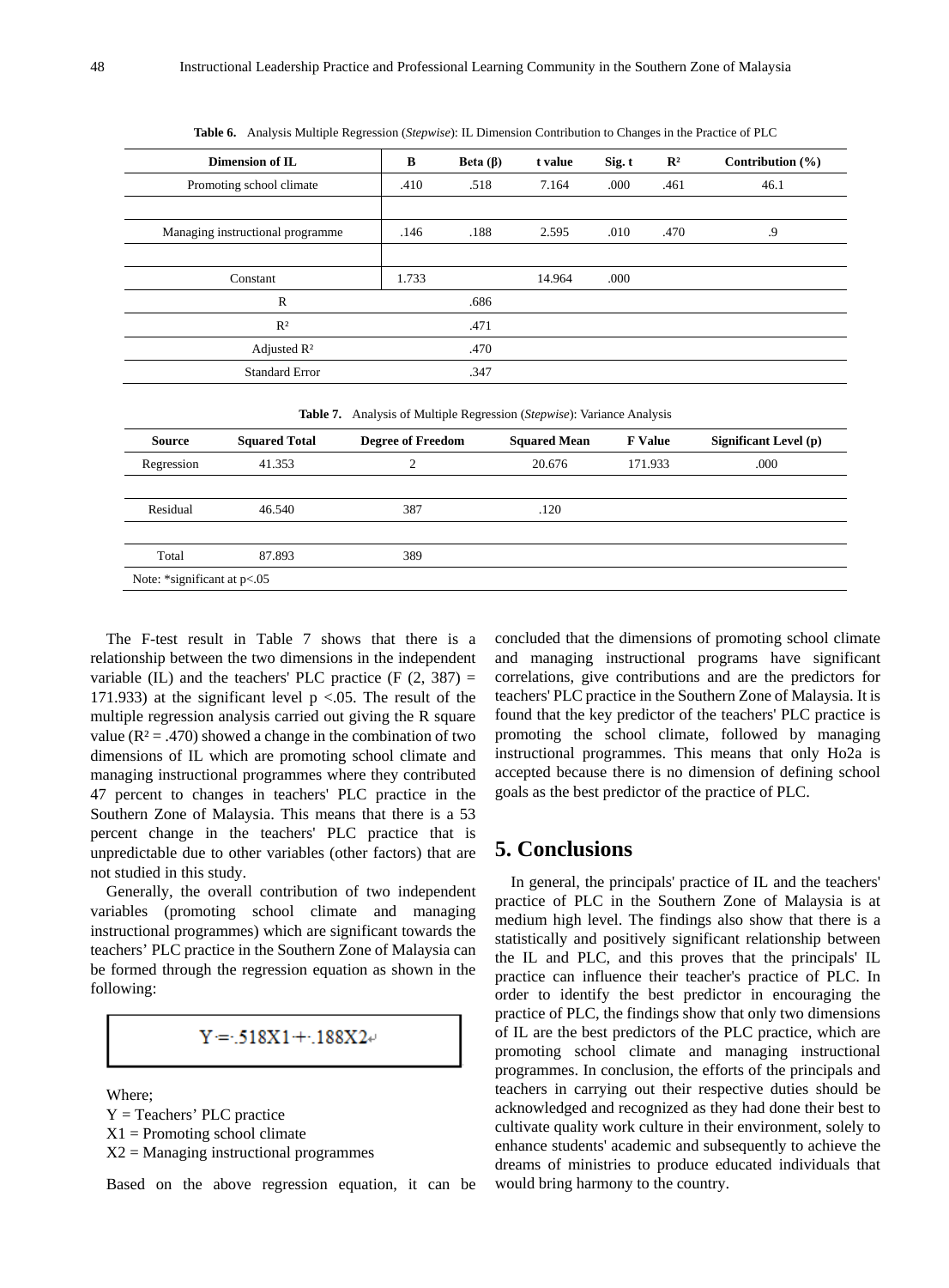**Table 6.** Analysis Multiple Regression (*Stepwise*): IL Dimension Contribution to Changes in the Practice of PLC

| Dimension of IL | B | Beta (β) | t value | Sig. t | R² | Contribution (%) |
|---|---|---|---|---|---|---|
| Promoting school climate | .410 | .518 | 7.164 | .000 | .461 | 46.1 |
| Managing instructional programme | .146 | .188 | 2.595 | .010 | .470 | .9 |
| Constant | 1.733 | | 14.964 | .000 | | |
| R | | .686 | | | | |
| R² | | .471 | | | | |
| Adjusted R² | | .470 | | | | |
| Standard Error | | .347 | | | | |

**Table 7.** Analysis of Multiple Regression (*Stepwise*): Variance Analysis

| Source | Squared Total | Degree of Freedom | Squared Mean | F Value | Significant Level (p) |
|---|---|---|---|---|---|
| Regression | 41.353 | 2 | 20.676 | 171.933 | .000 |
| Residual | 46.540 | 387 | .120 | | |
| Total | 87.893 | 389 | | | |

Note: *significant at p<.05

The F-test result in Table 7 shows that there is a relationship between the two dimensions in the independent variable (IL) and the teachers' PLC practice ($F(2, 387) = 171.933$) at the significant level $p < .05$. The result of the multiple regression analysis carried out giving the R square value ($R^2 = .470$) showed a change in the combination of two dimensions of IL which are promoting school climate and managing instructional programmes where they contributed 47 percent to changes in teachers' PLC practice in the Southern Zone of Malaysia. This means that there is a 53 percent change in the teachers' PLC practice that is unpredictable due to other variables (other factors) that are not studied in this study.

Generally, the overall contribution of two independent variables (promoting school climate and managing instructional programmes) which are significant towards the teachers' PLC practice in the Southern Zone of Malaysia can be formed through the regression equation as shown in the following:

$$Y = .518X1 + .188X2$$

Where;
Y = Teachers' PLC practice
X1 = Promoting school climate
X2 = Managing instructional programmes

Based on the above regression equation, it can be concluded that the dimensions of promoting school climate and managing instructional programs have significant correlations, give contributions and are the predictors for teachers' PLC practice in the Southern Zone of Malaysia. It is found that the key predictor of the teachers' PLC practice is promoting the school climate, followed by managing instructional programmes. This means that only Ho2a is accepted because there is no dimension of defining school goals as the best predictor of the practice of PLC.

## 5. Conclusions

In general, the principals' practice of IL and the teachers' practice of PLC in the Southern Zone of Malaysia is at medium high level. The findings also show that there is a statistically and positively significant relationship between the IL and PLC, and this proves that the principals' IL practice can influence their teacher's practice of PLC. In order to identify the best predictor in encouraging the practice of PLC, the findings show that only two dimensions of IL are the best predictors of the PLC practice, which are promoting school climate and managing instructional programmes. In conclusion, the efforts of the principals and teachers in carrying out their respective duties should be acknowledged and recognized as they had done their best to cultivate quality work culture in their environment, solely to enhance students' academic and subsequently to achieve the dreams of ministries to produce educated individuals that would bring harmony to the country.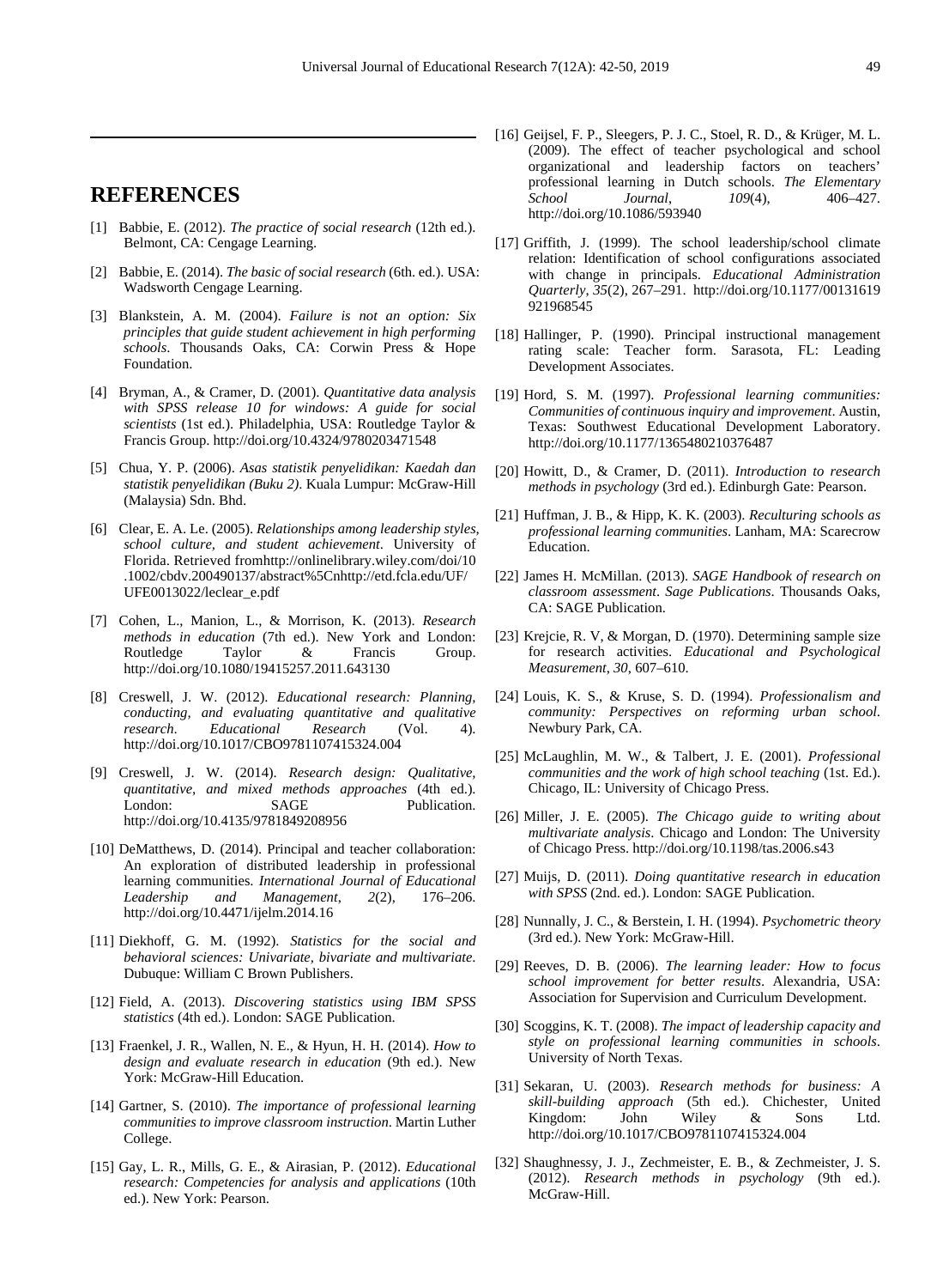## REFERENCES

[1] Babbie, E. (2012). *The practice of social research* (12th ed.). Belmont, CA: Cengage Learning.

[2] Babbie, E. (2014). *The basic of social research* (6th. ed.). USA: Wadsworth Cengage Learning.

[3] Blankstein, A. M. (2004). *Failure is not an option: Six principles that guide student achievement in high performing schools*. Thousands Oaks, CA: Corwin Press & Hope Foundation.

[4] Bryman, A., & Cramer, D. (2001). *Quantitative data analysis with SPSS release 10 for windows: A guide for social scientists* (1st ed.). Philadelphia, USA: Routledge Taylor & Francis Group. http://doi.org/10.4324/9780203471548

[5] Chua, Y. P. (2006). *Asas statistik penyelidikan: Kaedah dan statistik penyelidikan (Buku 2)*. Kuala Lumpur: McGraw-Hill (Malaysia) Sdn. Bhd.

[6] Clear, E. A. Le. (2005). *Relationships among leadership styles, school culture, and student achievement*. University of Florida. Retrieved fromhttp://onlinelibrary.wiley.com/doi/10.1002/cbdv.200490137/abstract%5Cnhttp://etd.fcla.edu/UF/UFE0013022/leclear_e.pdf

[7] Cohen, L., Manion, L., & Morrison, K. (2013). *Research methods in education* (7th ed.). New York and London: Routledge Taylor & Francis Group. http://doi.org/10.1080/19415257.2011.643130

[8] Creswell, J. W. (2012). *Educational research: Planning, conducting, and evaluating quantitative and qualitative research*. *Educational Research* (Vol. 4). http://doi.org/10.1017/CBO9781107415324.004

[9] Creswell, J. W. (2014). *Research design: Qualitative, quantitative, and mixed methods approaches* (4th ed.). London: SAGE Publication. http://doi.org/10.4135/9781849208956

[10] DeMatthews, D. (2014). Principal and teacher collaboration: An exploration of distributed leadership in professional learning communities. *International Journal of Educational Leadership and Management*, *2*(2), 176–206. http://doi.org/10.4471/ijelm.2014.16

[11] Diekhoff, G. M. (1992). *Statistics for the social and behavioral sciences: Univariate, bivariate and multivariate*. Dubuque: William C Brown Publishers.

[12] Field, A. (2013). *Discovering statistics using IBM SPSS statistics* (4th ed.). London: SAGE Publication.

[13] Fraenkel, J. R., Wallen, N. E., & Hyun, H. H. (2014). *How to design and evaluate research in education* (9th ed.). New York: McGraw-Hill Education.

[14] Gartner, S. (2010). *The importance of professional learning communities to improve classroom instruction*. Martin Luther College.

[15] Gay, L. R., Mills, G. E., & Airasian, P. (2012). *Educational research: Competencies for analysis and applications* (10th ed.). New York: Pearson.

[16] Geijsel, F. P., Sleegers, P. J. C., Stoel, R. D., & Krüger, M. L. (2009). The effect of teacher psychological and school organizational and leadership factors on teachers' professional learning in Dutch schools. *The Elementary School Journal*, *109*(4), 406–427. http://doi.org/10.1086/593940

[17] Griffith, J. (1999). The school leadership/school climate relation: Identification of school configurations associated with change in principals. *Educational Administration Quarterly*, *35*(2), 267–291. http://doi.org/10.1177/00131619921968545

[18] Hallinger, P. (1990). Principal instructional management rating scale: Teacher form. Sarasota, FL: Leading Development Associates.

[19] Hord, S. M. (1997). *Professional learning communities: Communities of continuous inquiry and improvement*. Austin, Texas: Southwest Educational Development Laboratory. http://doi.org/10.1177/1365480210376487

[20] Howitt, D., & Cramer, D. (2011). *Introduction to research methods in psychology* (3rd ed.). Edinburgh Gate: Pearson.

[21] Huffman, J. B., & Hipp, K. K. (2003). *Reculturing schools as professional learning communities*. Lanham, MA: Scarecrow Education.

[22] James H. McMillan. (2013). *SAGE Handbook of research on classroom assessment*. *Sage Publications*. Thousands Oaks, CA: SAGE Publication.

[23] Krejcie, R. V, & Morgan, D. (1970). Determining sample size for research activities. *Educational and Psychological Measurement*, *30*, 607–610.

[24] Louis, K. S., & Kruse, S. D. (1994). *Professionalism and community: Perspectives on reforming urban school*. Newbury Park, CA.

[25] McLaughlin, M. W., & Talbert, J. E. (2001). *Professional communities and the work of high school teaching* (1st. Ed.). Chicago, IL: University of Chicago Press.

[26] Miller, J. E. (2005). *The Chicago guide to writing about multivariate analysis*. Chicago and London: The University of Chicago Press. http://doi.org/10.1198/tas.2006.s43

[27] Muijs, D. (2011). *Doing quantitative research in education with SPSS* (2nd. ed.). London: SAGE Publication.

[28] Nunnally, J. C., & Berstein, I. H. (1994). *Psychometric theory* (3rd ed.). New York: McGraw-Hill.

[29] Reeves, D. B. (2006). *The learning leader: How to focus school improvement for better results*. Alexandria, USA: Association for Supervision and Curriculum Development.

[30] Scoggins, K. T. (2008). *The impact of leadership capacity and style on professional learning communities in schools*. University of North Texas.

[31] Sekaran, U. (2003). *Research methods for business: A skill-building approach* (5th ed.). Chichester, United Kingdom: John Wiley & Sons Ltd. http://doi.org/10.1017/CBO9781107415324.004

[32] Shaughnessy, J. J., Zechmeister, E. B., & Zechmeister, J. S. (2012). *Research methods in psychology* (9th ed.). McGraw-Hill.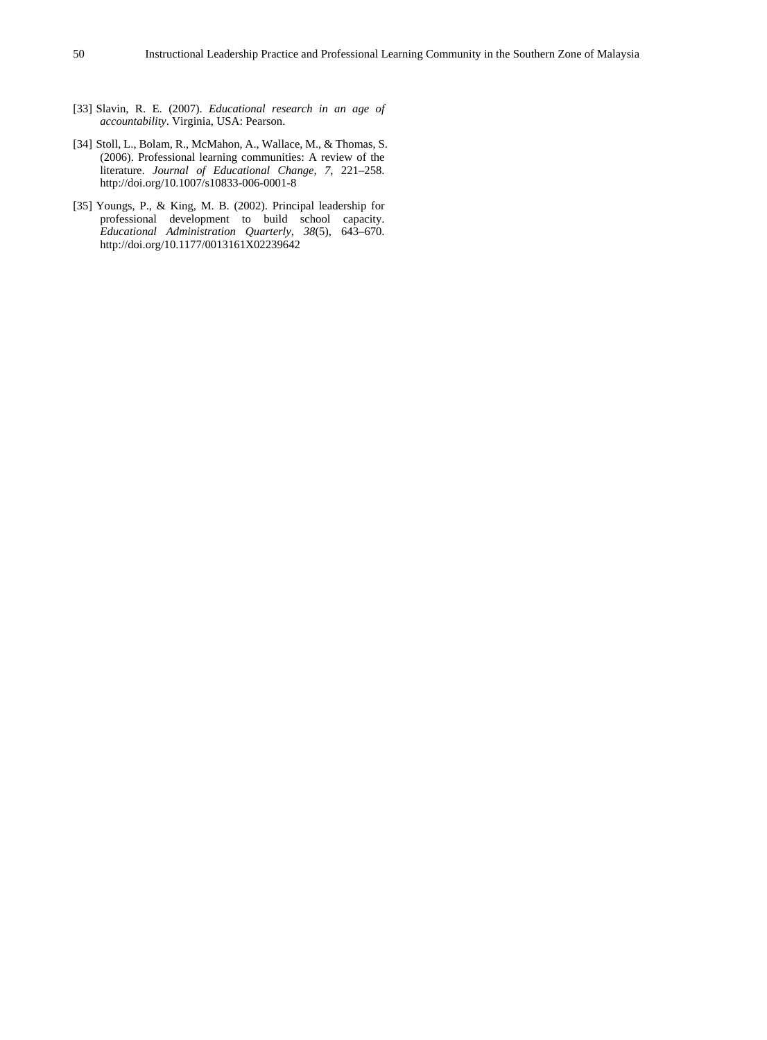[33] Slavin, R. E. (2007). *Educational research in an age of accountability*. Virginia, USA: Pearson.

[34] Stoll, L., Bolam, R., McMahon, A., Wallace, M., & Thomas, S. (2006). Professional learning communities: A review of the literature. *Journal of Educational Change*, *7*, 221–258. http://doi.org/10.1007/s10833-006-0001-8

[35] Youngs, P., & King, M. B. (2002). Principal leadership for professional development to build school capacity. *Educational Administration Quarterly*, *38*(5), 643–670. http://doi.org/10.1177/0013161X02239642